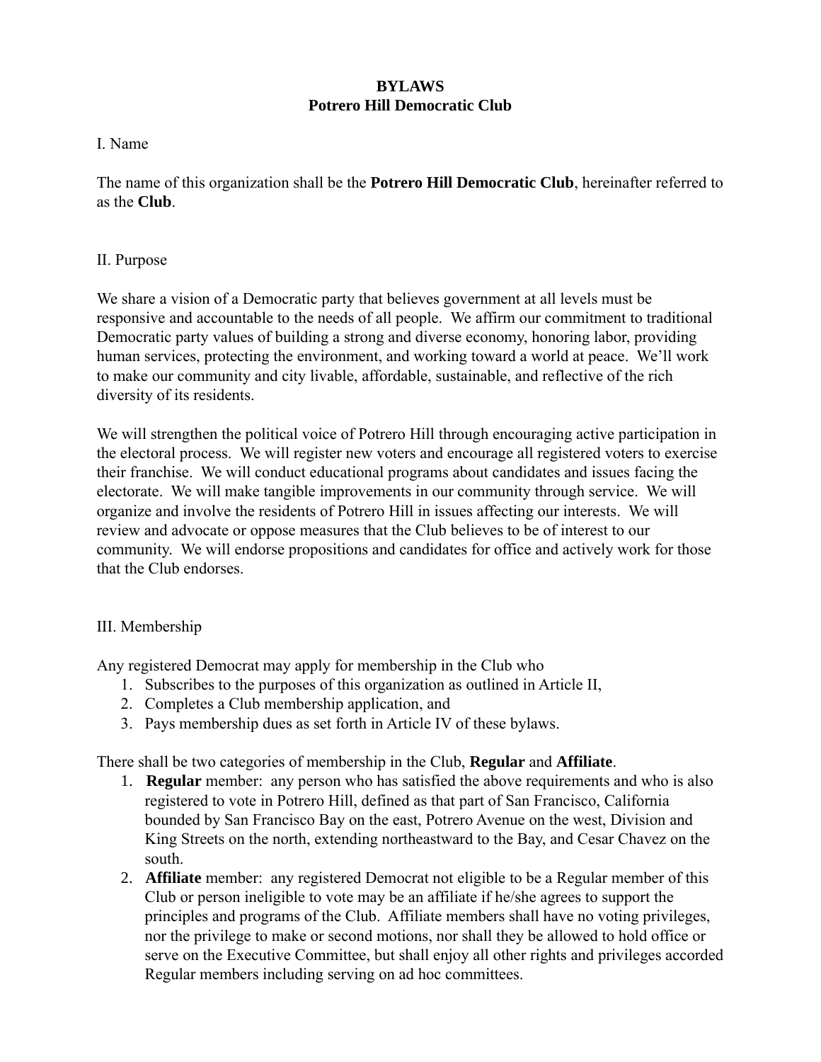# BYLAWS
# Potrero Hill Democratic Club

## I. Name

The name of this organization shall be the **Potrero Hill Democratic Club**, hereinafter referred to as the **Club**.

## II. Purpose

We share a vision of a Democratic party that believes government at all levels must be responsive and accountable to the needs of all people. We affirm our commitment to traditional Democratic party values of building a strong and diverse economy, honoring labor, providing human services, protecting the environment, and working toward a world at peace. We'll work to make our community and city livable, affordable, sustainable, and reflective of the rich diversity of its residents.

We will strengthen the political voice of Potrero Hill through encouraging active participation in the electoral process. We will register new voters and encourage all registered voters to exercise their franchise. We will conduct educational programs about candidates and issues facing the electorate. We will make tangible improvements in our community through service. We will organize and involve the residents of Potrero Hill in issues affecting our interests. We will review and advocate or oppose measures that the Club believes to be of interest to our community. We will endorse propositions and candidates for office and actively work for those that the Club endorses.

## III. Membership

Any registered Democrat may apply for membership in the Club who

1. Subscribes to the purposes of this organization as outlined in Article II,
2. Completes a Club membership application, and
3. Pays membership dues as set forth in Article IV of these bylaws.

There shall be two categories of membership in the Club, **Regular** and **Affiliate**.

1. **Regular** member: any person who has satisfied the above requirements and who is also registered to vote in Potrero Hill, defined as that part of San Francisco, California bounded by San Francisco Bay on the east, Potrero Avenue on the west, Division and King Streets on the north, extending northeastward to the Bay, and Cesar Chavez on the south.
2. **Affiliate** member: any registered Democrat not eligible to be a Regular member of this Club or person ineligible to vote may be an affiliate if he/she agrees to support the principles and programs of the Club. Affiliate members shall have no voting privileges, nor the privilege to make or second motions, nor shall they be allowed to hold office or serve on the Executive Committee, but shall enjoy all other rights and privileges accorded Regular members including serving on ad hoc committees.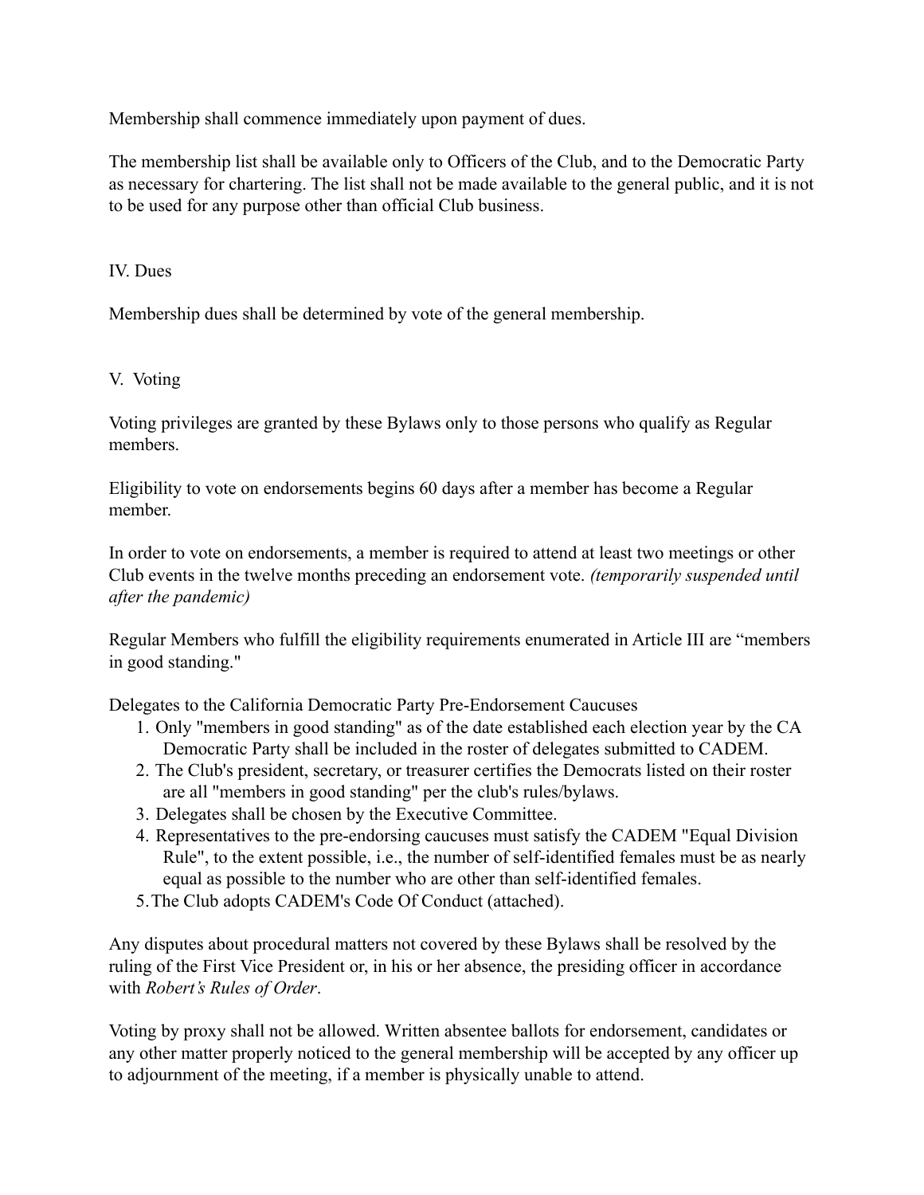Membership shall commence immediately upon payment of dues.

The membership list shall be available only to Officers of the Club, and to the Democratic Party as necessary for chartering. The list shall not be made available to the general public, and it is not to be used for any purpose other than official Club business.

## IV. Dues

Membership dues shall be determined by vote of the general membership.

## V. Voting

Voting privileges are granted by these Bylaws only to those persons who qualify as Regular members.

Eligibility to vote on endorsements begins 60 days after a member has become a Regular member.

In order to vote on endorsements, a member is required to attend at least two meetings or other Club events in the twelve months preceding an endorsement vote. *(temporarily suspended until after the pandemic)*

Regular Members who fulfill the eligibility requirements enumerated in Article III are "members in good standing."

Delegates to the California Democratic Party Pre-Endorsement Caucuses

1. Only "members in good standing" as of the date established each election year by the CA Democratic Party shall be included in the roster of delegates submitted to CADEM.
2. The Club's president, secretary, or treasurer certifies the Democrats listed on their roster are all "members in good standing" per the club's rules/bylaws.
3. Delegates shall be chosen by the Executive Committee.
4. Representatives to the pre-endorsing caucuses must satisfy the CADEM "Equal Division Rule", to the extent possible, i.e., the number of self-identified females must be as nearly equal as possible to the number who are other than self-identified females.
5. The Club adopts CADEM's Code Of Conduct (attached).

Any disputes about procedural matters not covered by these Bylaws shall be resolved by the ruling of the First Vice President or, in his or her absence, the presiding officer in accordance with *Robert's Rules of Order*.

Voting by proxy shall not be allowed. Written absentee ballots for endorsement, candidates or any other matter properly noticed to the general membership will be accepted by any officer up to adjournment of the meeting, if a member is physically unable to attend.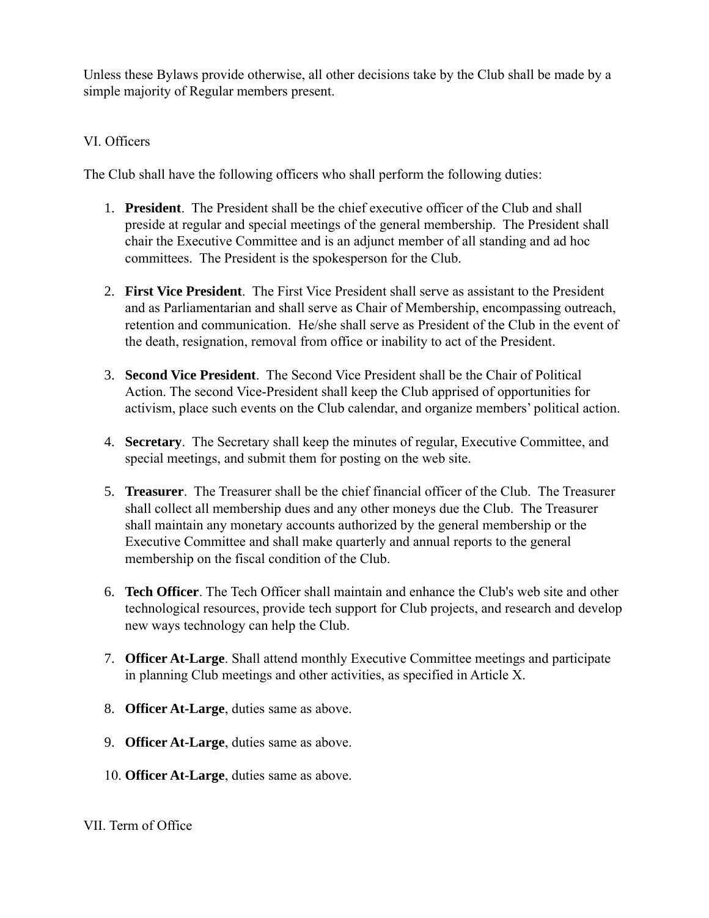Unless these Bylaws provide otherwise, all other decisions take by the Club shall be made by a simple majority of Regular members present.

## VI. Officers

The Club shall have the following officers who shall perform the following duties:

1. **President**. The President shall be the chief executive officer of the Club and shall preside at regular and special meetings of the general membership. The President shall chair the Executive Committee and is an adjunct member of all standing and ad hoc committees. The President is the spokesperson for the Club.

2. **First Vice President**. The First Vice President shall serve as assistant to the President and as Parliamentarian and shall serve as Chair of Membership, encompassing outreach, retention and communication. He/she shall serve as President of the Club in the event of the death, resignation, removal from office or inability to act of the President.

3. **Second Vice President**. The Second Vice President shall be the Chair of Political Action. The second Vice-President shall keep the Club apprised of opportunities for activism, place such events on the Club calendar, and organize members' political action.

4. **Secretary**. The Secretary shall keep the minutes of regular, Executive Committee, and special meetings, and submit them for posting on the web site.

5. **Treasurer**. The Treasurer shall be the chief financial officer of the Club. The Treasurer shall collect all membership dues and any other moneys due the Club. The Treasurer shall maintain any monetary accounts authorized by the general membership or the Executive Committee and shall make quarterly and annual reports to the general membership on the fiscal condition of the Club.

6. **Tech Officer**. The Tech Officer shall maintain and enhance the Club's web site and other technological resources, provide tech support for Club projects, and research and develop new ways technology can help the Club.

7. **Officer At-Large**. Shall attend monthly Executive Committee meetings and participate in planning Club meetings and other activities, as specified in Article X.

8. **Officer At-Large**, duties same as above.

9. **Officer At-Large**, duties same as above.

10. **Officer At-Large**, duties same as above.

## VII. Term of Office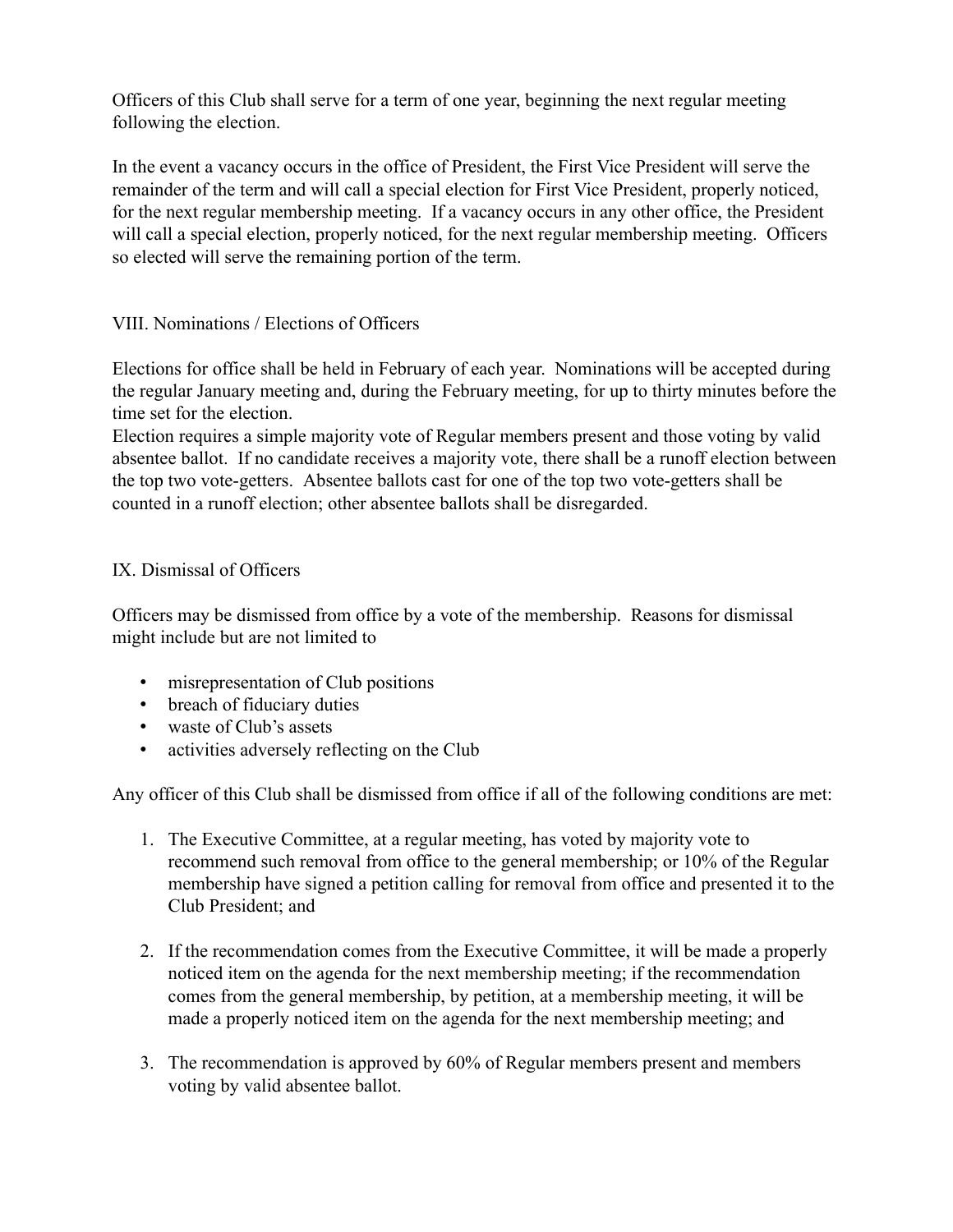Officers of this Club shall serve for a term of one year, beginning the next regular meeting following the election.

In the event a vacancy occurs in the office of President, the First Vice President will serve the remainder of the term and will call a special election for First Vice President, properly noticed, for the next regular membership meeting. If a vacancy occurs in any other office, the President will call a special election, properly noticed, for the next regular membership meeting. Officers so elected will serve the remaining portion of the term.

## VIII. Nominations / Elections of Officers

Elections for office shall be held in February of each year. Nominations will be accepted during the regular January meeting and, during the February meeting, for up to thirty minutes before the time set for the election.
Election requires a simple majority vote of Regular members present and those voting by valid absentee ballot. If no candidate receives a majority vote, there shall be a runoff election between the top two vote-getters. Absentee ballots cast for one of the top two vote-getters shall be counted in a runoff election; other absentee ballots shall be disregarded.

## IX. Dismissal of Officers

Officers may be dismissed from office by a vote of the membership. Reasons for dismissal might include but are not limited to

- misrepresentation of Club positions
- breach of fiduciary duties
- waste of Club's assets
- activities adversely reflecting on the Club

Any officer of this Club shall be dismissed from office if all of the following conditions are met:

1. The Executive Committee, at a regular meeting, has voted by majority vote to recommend such removal from office to the general membership; or 10% of the Regular membership have signed a petition calling for removal from office and presented it to the Club President; and

2. If the recommendation comes from the Executive Committee, it will be made a properly noticed item on the agenda for the next membership meeting; if the recommendation comes from the general membership, by petition, at a membership meeting, it will be made a properly noticed item on the agenda for the next membership meeting; and

3. The recommendation is approved by 60% of Regular members present and members voting by valid absentee ballot.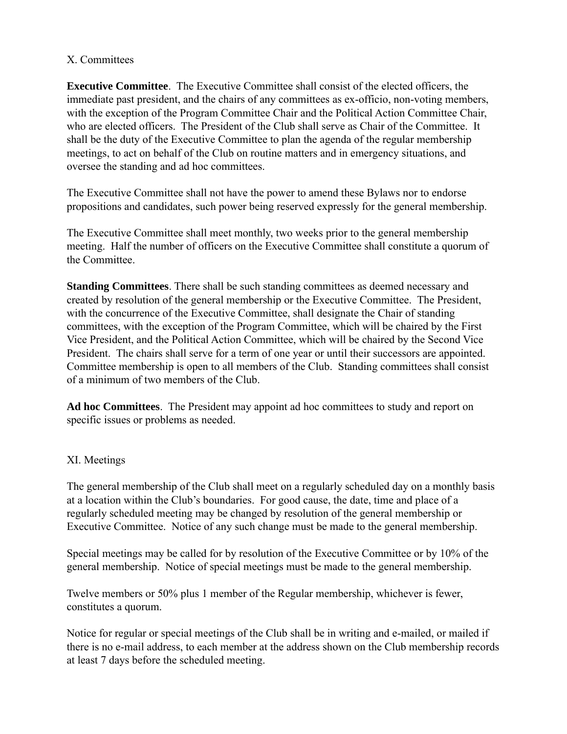## X. Committees

**Executive Committee**. The Executive Committee shall consist of the elected officers, the immediate past president, and the chairs of any committees as ex-officio, non-voting members, with the exception of the Program Committee Chair and the Political Action Committee Chair, who are elected officers. The President of the Club shall serve as Chair of the Committee. It shall be the duty of the Executive Committee to plan the agenda of the regular membership meetings, to act on behalf of the Club on routine matters and in emergency situations, and oversee the standing and ad hoc committees.

The Executive Committee shall not have the power to amend these Bylaws nor to endorse propositions and candidates, such power being reserved expressly for the general membership.

The Executive Committee shall meet monthly, two weeks prior to the general membership meeting. Half the number of officers on the Executive Committee shall constitute a quorum of the Committee.

**Standing Committees**. There shall be such standing committees as deemed necessary and created by resolution of the general membership or the Executive Committee. The President, with the concurrence of the Executive Committee, shall designate the Chair of standing committees, with the exception of the Program Committee, which will be chaired by the First Vice President, and the Political Action Committee, which will be chaired by the Second Vice President. The chairs shall serve for a term of one year or until their successors are appointed. Committee membership is open to all members of the Club. Standing committees shall consist of a minimum of two members of the Club.

**Ad hoc Committees**. The President may appoint ad hoc committees to study and report on specific issues or problems as needed.

## XI. Meetings

The general membership of the Club shall meet on a regularly scheduled day on a monthly basis at a location within the Club's boundaries. For good cause, the date, time and place of a regularly scheduled meeting may be changed by resolution of the general membership or Executive Committee. Notice of any such change must be made to the general membership.

Special meetings may be called for by resolution of the Executive Committee or by 10% of the general membership. Notice of special meetings must be made to the general membership.

Twelve members or 50% plus 1 member of the Regular membership, whichever is fewer, constitutes a quorum.

Notice for regular or special meetings of the Club shall be in writing and e-mailed, or mailed if there is no e-mail address, to each member at the address shown on the Club membership records at least 7 days before the scheduled meeting.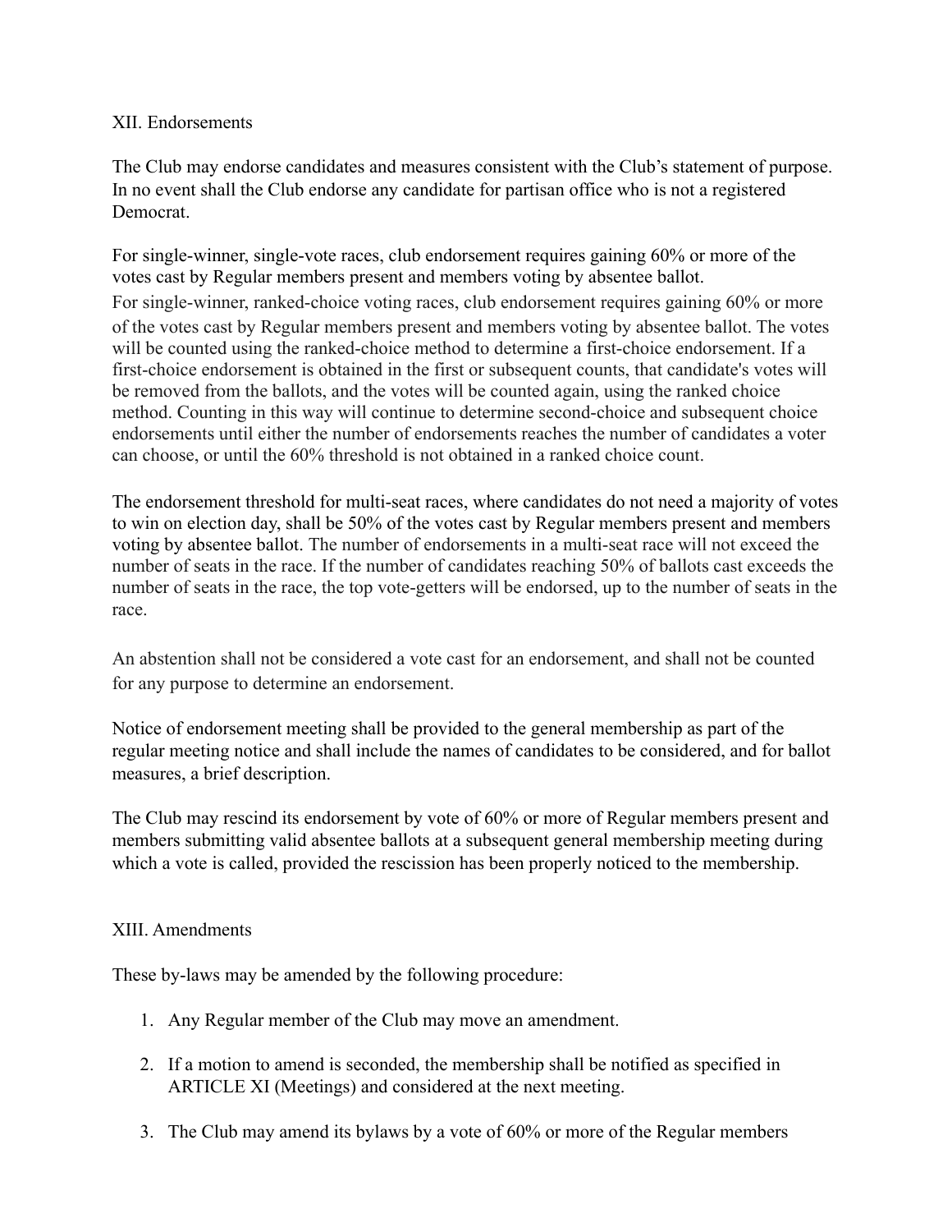## XII. Endorsements

The Club may endorse candidates and measures consistent with the Club's statement of purpose. In no event shall the Club endorse any candidate for partisan office who is not a registered Democrat.

For single-winner, single-vote races, club endorsement requires gaining 60% or more of the votes cast by Regular members present and members voting by absentee ballot.
For single-winner, ranked-choice voting races, club endorsement requires gaining 60% or more of the votes cast by Regular members present and members voting by absentee ballot. The votes will be counted using the ranked-choice method to determine a first-choice endorsement. If a first-choice endorsement is obtained in the first or subsequent counts, that candidate's votes will be removed from the ballots, and the votes will be counted again, using the ranked choice method. Counting in this way will continue to determine second-choice and subsequent choice endorsements until either the number of endorsements reaches the number of candidates a voter can choose, or until the 60% threshold is not obtained in a ranked choice count.

The endorsement threshold for multi-seat races, where candidates do not need a majority of votes to win on election day, shall be 50% of the votes cast by Regular members present and members voting by absentee ballot. The number of endorsements in a multi-seat race will not exceed the number of seats in the race. If the number of candidates reaching 50% of ballots cast exceeds the number of seats in the race, the top vote-getters will be endorsed, up to the number of seats in the race.

An abstention shall not be considered a vote cast for an endorsement, and shall not be counted for any purpose to determine an endorsement.

Notice of endorsement meeting shall be provided to the general membership as part of the regular meeting notice and shall include the names of candidates to be considered, and for ballot measures, a brief description.

The Club may rescind its endorsement by vote of 60% or more of Regular members present and members submitting valid absentee ballots at a subsequent general membership meeting during which a vote is called, provided the rescission has been properly noticed to the membership.

## XIII. Amendments

These by-laws may be amended by the following procedure:

1. Any Regular member of the Club may move an amendment.

2. If a motion to amend is seconded, the membership shall be notified as specified in ARTICLE XI (Meetings) and considered at the next meeting.

3. The Club may amend its bylaws by a vote of 60% or more of the Regular members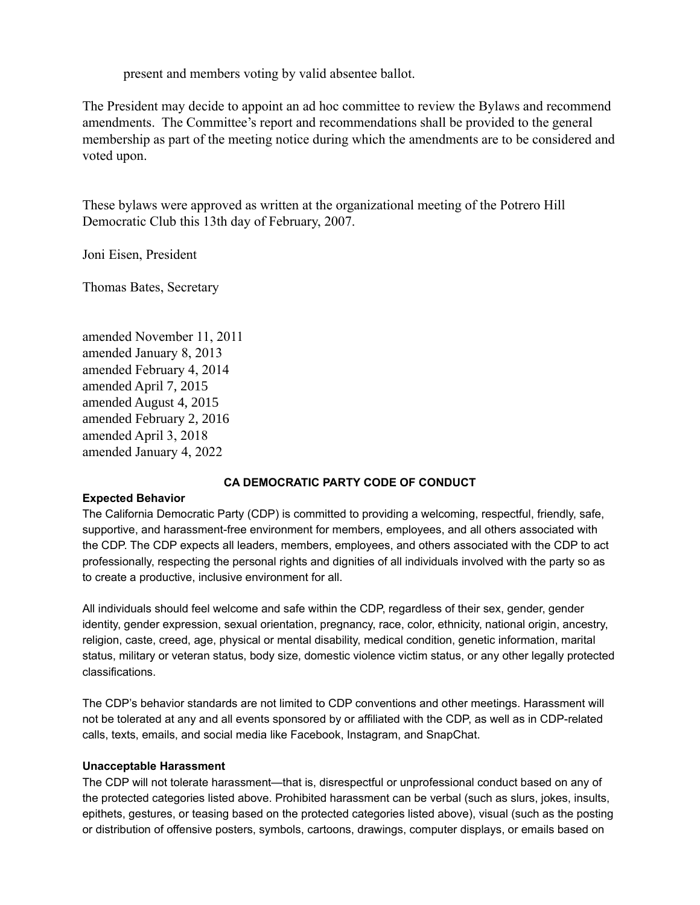present and members voting by valid absentee ballot.

The President may decide to appoint an ad hoc committee to review the Bylaws and recommend amendments. The Committee's report and recommendations shall be provided to the general membership as part of the meeting notice during which the amendments are to be considered and voted upon.

These bylaws were approved as written at the organizational meeting of the Potrero Hill Democratic Club this 13th day of February, 2007.

Joni Eisen, President

Thomas Bates, Secretary

amended November 11, 2011
amended January 8, 2013
amended February 4, 2014
amended April 7, 2015
amended August 4, 2015
amended February 2, 2016
amended April 3, 2018
amended January 4, 2022

## CA DEMOCRATIC PARTY CODE OF CONDUCT

### Expected Behavior

The California Democratic Party (CDP) is committed to providing a welcoming, respectful, friendly, safe, supportive, and harassment-free environment for members, employees, and all others associated with the CDP. The CDP expects all leaders, members, employees, and others associated with the CDP to act professionally, respecting the personal rights and dignities of all individuals involved with the party so as to create a productive, inclusive environment for all.

All individuals should feel welcome and safe within the CDP, regardless of their sex, gender, gender identity, gender expression, sexual orientation, pregnancy, race, color, ethnicity, national origin, ancestry, religion, caste, creed, age, physical or mental disability, medical condition, genetic information, marital status, military or veteran status, body size, domestic violence victim status, or any other legally protected classifications.

The CDP's behavior standards are not limited to CDP conventions and other meetings. Harassment will not be tolerated at any and all events sponsored by or affiliated with the CDP, as well as in CDP-related calls, texts, emails, and social media like Facebook, Instagram, and SnapChat.

### Unacceptable Harassment

The CDP will not tolerate harassment—that is, disrespectful or unprofessional conduct based on any of the protected categories listed above. Prohibited harassment can be verbal (such as slurs, jokes, insults, epithets, gestures, or teasing based on the protected categories listed above), visual (such as the posting or distribution of offensive posters, symbols, cartoons, drawings, computer displays, or emails based on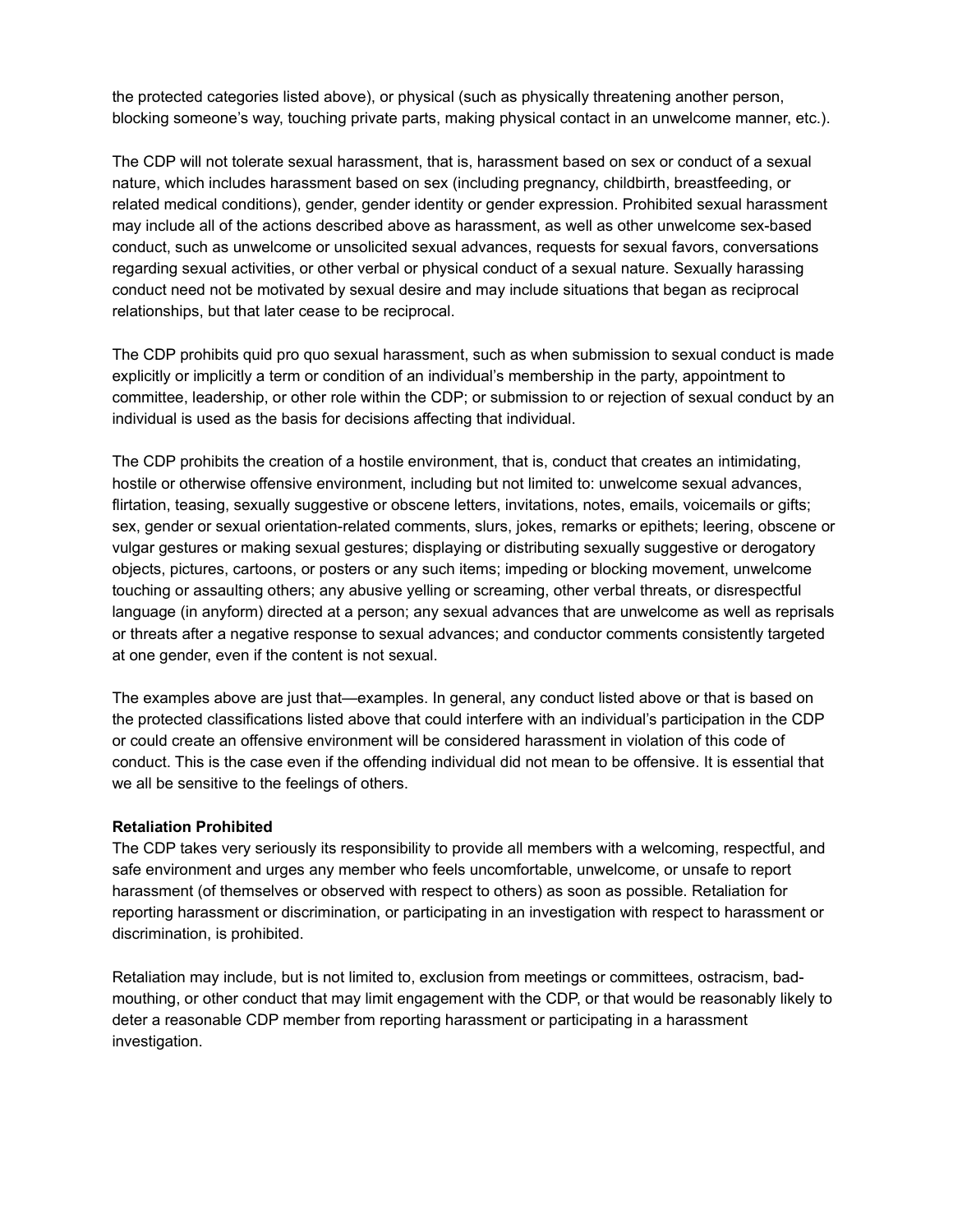the protected categories listed above), or physical (such as physically threatening another person, blocking someone's way, touching private parts, making physical contact in an unwelcome manner, etc.).

The CDP will not tolerate sexual harassment, that is, harassment based on sex or conduct of a sexual nature, which includes harassment based on sex (including pregnancy, childbirth, breastfeeding, or related medical conditions), gender, gender identity or gender expression. Prohibited sexual harassment may include all of the actions described above as harassment, as well as other unwelcome sex-based conduct, such as unwelcome or unsolicited sexual advances, requests for sexual favors, conversations regarding sexual activities, or other verbal or physical conduct of a sexual nature. Sexually harassing conduct need not be motivated by sexual desire and may include situations that began as reciprocal relationships, but that later cease to be reciprocal.

The CDP prohibits quid pro quo sexual harassment, such as when submission to sexual conduct is made explicitly or implicitly a term or condition of an individual's membership in the party, appointment to committee, leadership, or other role within the CDP; or submission to or rejection of sexual conduct by an individual is used as the basis for decisions affecting that individual.

The CDP prohibits the creation of a hostile environment, that is, conduct that creates an intimidating, hostile or otherwise offensive environment, including but not limited to: unwelcome sexual advances, flirtation, teasing, sexually suggestive or obscene letters, invitations, notes, emails, voicemails or gifts; sex, gender or sexual orientation-related comments, slurs, jokes, remarks or epithets; leering, obscene or vulgar gestures or making sexual gestures; displaying or distributing sexually suggestive or derogatory objects, pictures, cartoons, or posters or any such items; impeding or blocking movement, unwelcome touching or assaulting others; any abusive yelling or screaming, other verbal threats, or disrespectful language (in anyform) directed at a person; any sexual advances that are unwelcome as well as reprisals or threats after a negative response to sexual advances; and conductor comments consistently targeted at one gender, even if the content is not sexual.

The examples above are just that—examples. In general, any conduct listed above or that is based on the protected classifications listed above that could interfere with an individual's participation in the CDP or could create an offensive environment will be considered harassment in violation of this code of conduct. This is the case even if the offending individual did not mean to be offensive. It is essential that we all be sensitive to the feelings of others.

**Retaliation Prohibited**

The CDP takes very seriously its responsibility to provide all members with a welcoming, respectful, and safe environment and urges any member who feels uncomfortable, unwelcome, or unsafe to report harassment (of themselves or observed with respect to others) as soon as possible. Retaliation for reporting harassment or discrimination, or participating in an investigation with respect to harassment or discrimination, is prohibited.

Retaliation may include, but is not limited to, exclusion from meetings or committees, ostracism, bad-mouthing, or other conduct that may limit engagement with the CDP, or that would be reasonably likely to deter a reasonable CDP member from reporting harassment or participating in a harassment investigation.